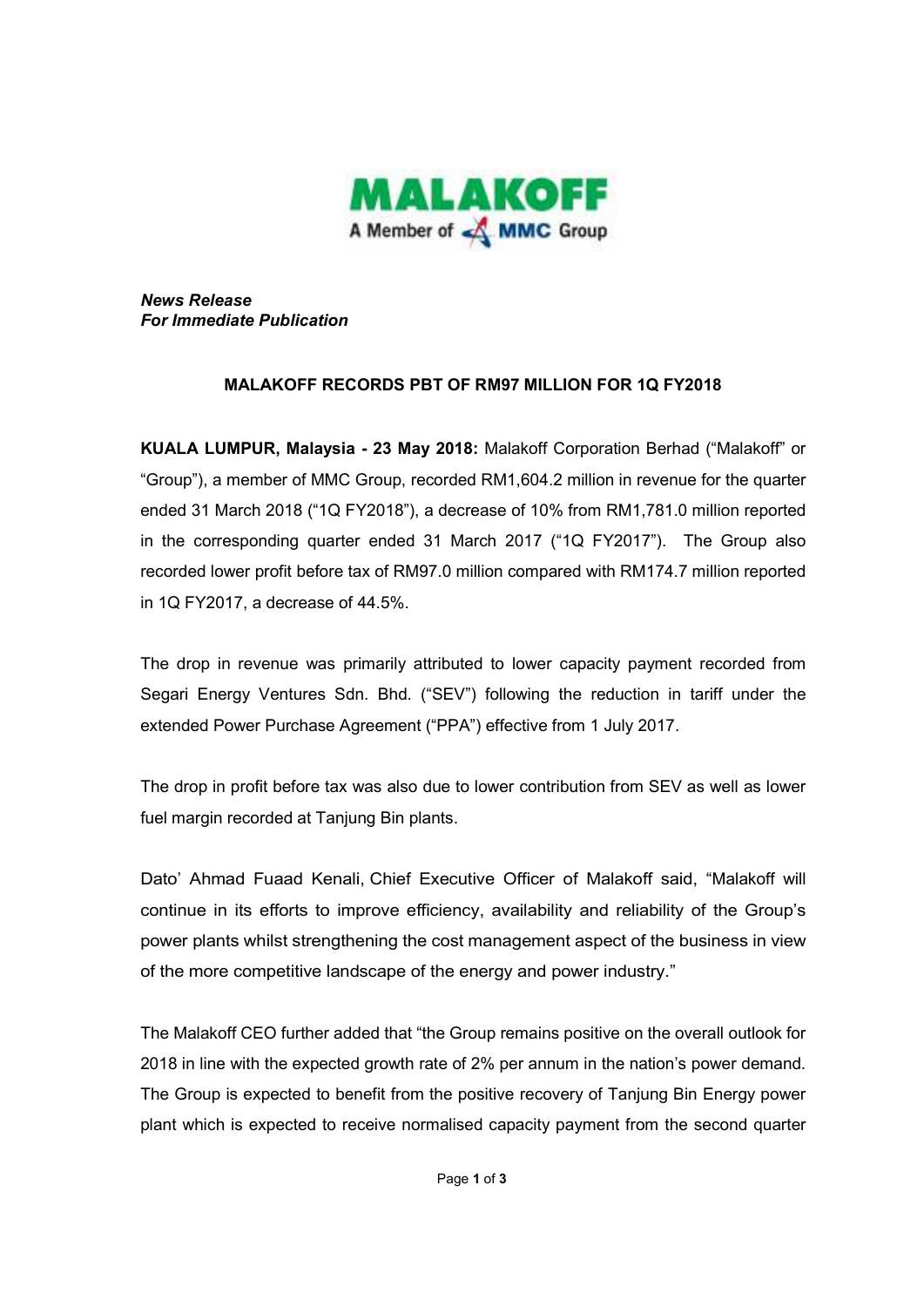MALAKOFF
A Member of MMC Group

***News Release***
***For Immediate Publication***

**MALAKOFF RECORDS PBT OF RM97 MILLION FOR 1Q FY2018**

**KUALA LUMPUR, Malaysia - 23 May 2018:** Malakoff Corporation Berhad ("Malakoff" or "Group"), a member of MMC Group, recorded RM1,604.2 million in revenue for the quarter ended 31 March 2018 ("1Q FY2018"), a decrease of 10% from RM1,781.0 million reported in the corresponding quarter ended 31 March 2017 ("1Q FY2017"). The Group also recorded lower profit before tax of RM97.0 million compared with RM174.7 million reported in 1Q FY2017, a decrease of 44.5%.

The drop in revenue was primarily attributed to lower capacity payment recorded from Segari Energy Ventures Sdn. Bhd. ("SEV") following the reduction in tariff under the extended Power Purchase Agreement ("PPA") effective from 1 July 2017.

The drop in profit before tax was also due to lower contribution from SEV as well as lower fuel margin recorded at Tanjung Bin plants.

Dato' Ahmad Fuaad Kenali, Chief Executive Officer of Malakoff said, "Malakoff will continue in its efforts to improve efficiency, availability and reliability of the Group's power plants whilst strengthening the cost management aspect of the business in view of the more competitive landscape of the energy and power industry."

The Malakoff CEO further added that "the Group remains positive on the overall outlook for 2018 in line with the expected growth rate of 2% per annum in the nation's power demand. The Group is expected to benefit from the positive recovery of Tanjung Bin Energy power plant which is expected to receive normalised capacity payment from the second quarter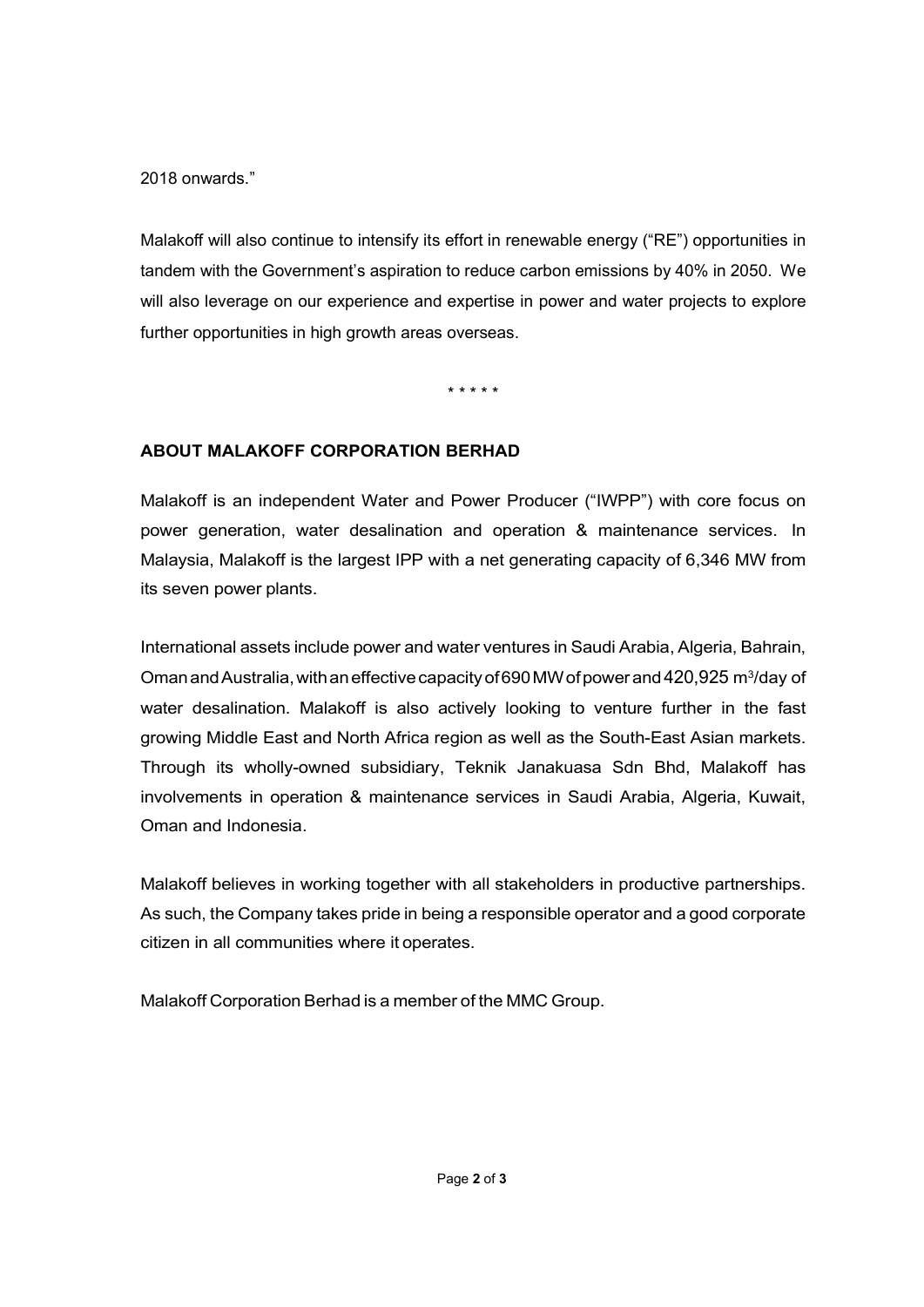2018 onwards."

Malakoff will also continue to intensify its effort in renewable energy ("RE") opportunities in tandem with the Government's aspiration to reduce carbon emissions by 40% in 2050. We will also leverage on our experience and expertise in power and water projects to explore further opportunities in high growth areas overseas.

\* \* \* \* \*

## ABOUT MALAKOFF CORPORATION BERHAD

Malakoff is an independent Water and Power Producer ("IWPP") with core focus on power generation, water desalination and operation & maintenance services. In Malaysia, Malakoff is the largest IPP with a net generating capacity of 6,346 MW from its seven power plants.

International assets include power and water ventures in Saudi Arabia, Algeria, Bahrain, Oman and Australia, with an effective capacity of 690 MW of power and 420,925 $m^3$/day of water desalination. Malakoff is also actively looking to venture further in the fast growing Middle East and North Africa region as well as the South-East Asian markets. Through its wholly-owned subsidiary, Teknik Janakuasa Sdn Bhd, Malakoff has involvements in operation & maintenance services in Saudi Arabia, Algeria, Kuwait, Oman and Indonesia.

Malakoff believes in working together with all stakeholders in productive partnerships. As such, the Company takes pride in being a responsible operator and a good corporate citizen in all communities where it operates.

Malakoff Corporation Berhad is a member of the MMC Group.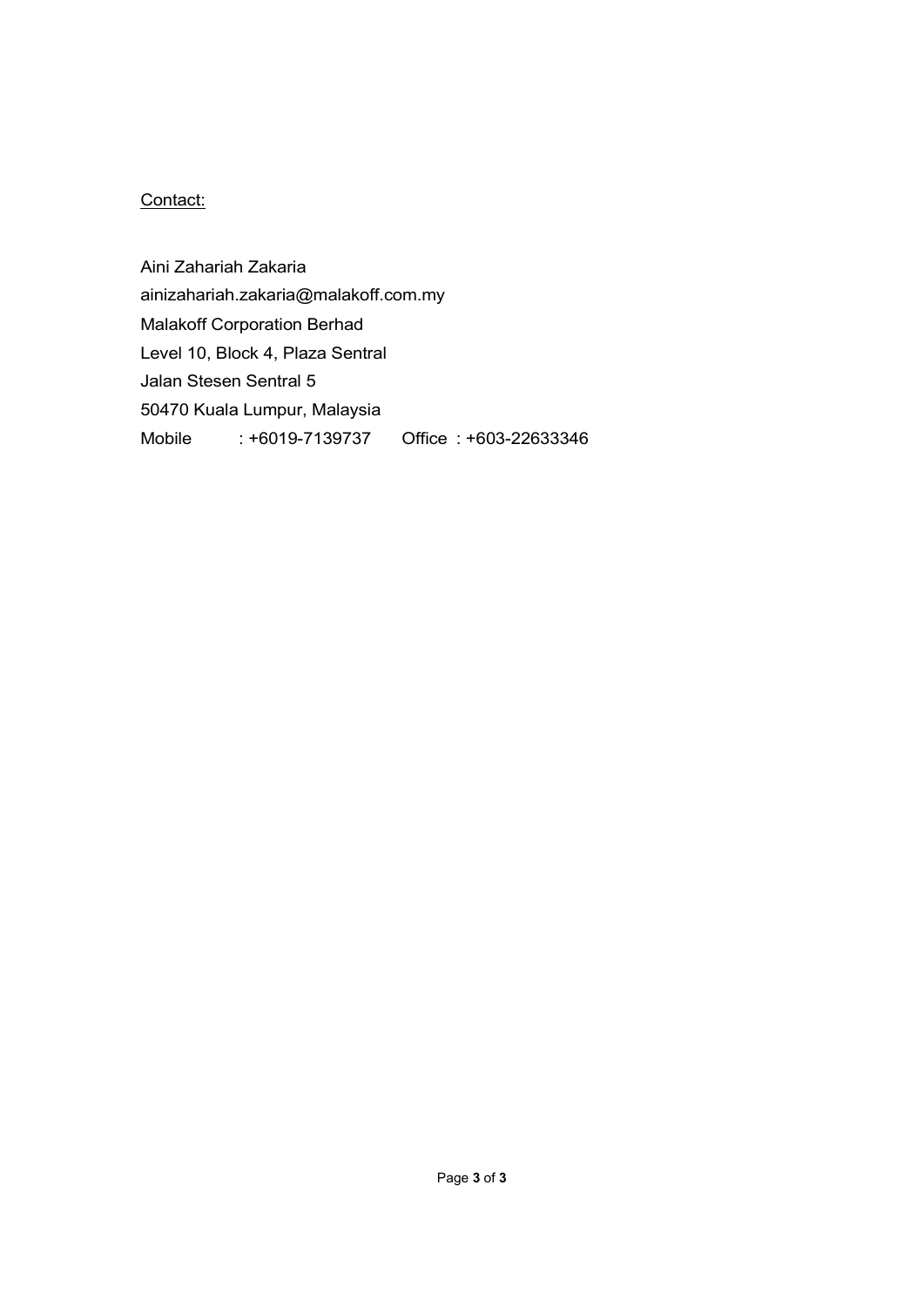<u>Contact:</u>

Aini Zahariah Zakaria
ainizahariah.zakaria@malakoff.com.my
Malakoff Corporation Berhad
Level 10, Block 4, Plaza Sentral
Jalan Stesen Sentral 5
50470 Kuala Lumpur, Malaysia
Mobile : +6019-7139737 Office : +603-22633346